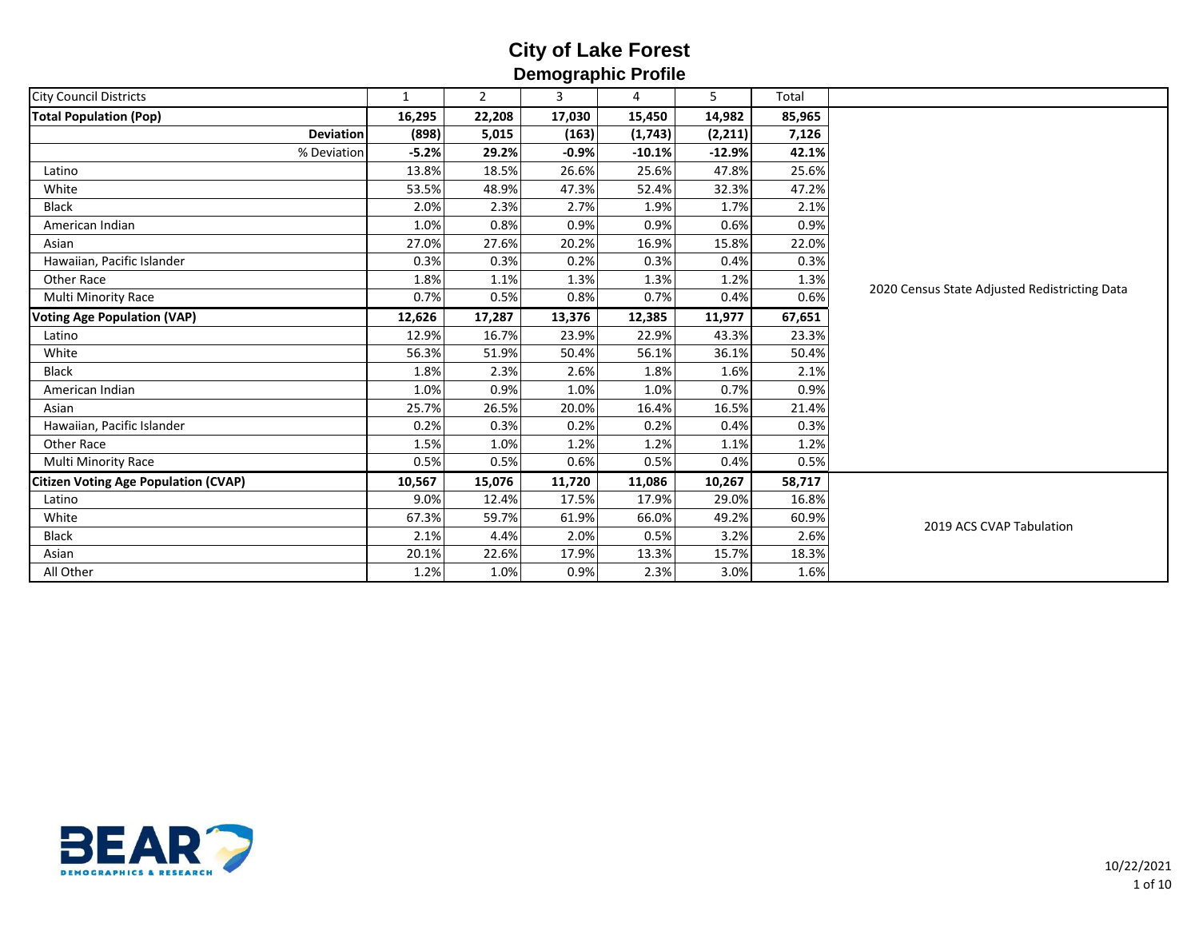# City of Lake Forest

## Demographic Profile

| City Council Districts | 1 | 2 | 3 | 4 | 5 | Total | |
|---|---|---|---|---|---|---|---|
| **Total Population (Pop)** | **16,295** | **22,208** | **17,030** | **15,450** | **14,982** | **85,965** | 2020 Census State Adjusted Redistricting Data |
| **Deviation** | **(898)** | **5,015** | **(163)** | **(1,743)** | **(2,211)** | **7,126** | |
| % Deviation | **-5.2%** | **29.2%** | **-0.9%** | **-10.1%** | **-12.9%** | **42.1%** | |
| Latino | 13.8% | 18.5% | 26.6% | 25.6% | 47.8% | 25.6% | |
| White | 53.5% | 48.9% | 47.3% | 52.4% | 32.3% | 47.2% | |
| Black | 2.0% | 2.3% | 2.7% | 1.9% | 1.7% | 2.1% | |
| American Indian | 1.0% | 0.8% | 0.9% | 0.9% | 0.6% | 0.9% | |
| Asian | 27.0% | 27.6% | 20.2% | 16.9% | 15.8% | 22.0% | |
| Hawaiian, Pacific Islander | 0.3% | 0.3% | 0.2% | 0.3% | 0.4% | 0.3% | |
| Other Race | 1.8% | 1.1% | 1.3% | 1.3% | 1.2% | 1.3% | |
| Multi Minority Race | 0.7% | 0.5% | 0.8% | 0.7% | 0.4% | 0.6% | |
| **Voting Age Population (VAP)** | **12,626** | **17,287** | **13,376** | **12,385** | **11,977** | **67,651** | |
| Latino | 12.9% | 16.7% | 23.9% | 22.9% | 43.3% | 23.3% | |
| White | 56.3% | 51.9% | 50.4% | 56.1% | 36.1% | 50.4% | |
| Black | 1.8% | 2.3% | 2.6% | 1.8% | 1.6% | 2.1% | |
| American Indian | 1.0% | 0.9% | 1.0% | 1.0% | 0.7% | 0.9% | |
| Asian | 25.7% | 26.5% | 20.0% | 16.4% | 16.5% | 21.4% | |
| Hawaiian, Pacific Islander | 0.2% | 0.3% | 0.2% | 0.2% | 0.4% | 0.3% | |
| Other Race | 1.5% | 1.0% | 1.2% | 1.2% | 1.1% | 1.2% | |
| Multi Minority Race | 0.5% | 0.5% | 0.6% | 0.5% | 0.4% | 0.5% | |
| **Citizen Voting Age Population (CVAP)** | **10,567** | **15,076** | **11,720** | **11,086** | **10,267** | **58,717** | 2019 ACS CVAP Tabulation |
| Latino | 9.0% | 12.4% | 17.5% | 17.9% | 29.0% | 16.8% | |
| White | 67.3% | 59.7% | 61.9% | 66.0% | 49.2% | 60.9% | |
| Black | 2.1% | 4.4% | 2.0% | 0.5% | 3.2% | 2.6% | |
| Asian | 20.1% | 22.6% | 17.9% | 13.3% | 15.7% | 18.3% | |
| All Other | 1.2% | 1.0% | 0.9% | 2.3% | 3.0% | 1.6% | |

BEAR DEMOGRAPHICS & RESEARCH

10/22/2021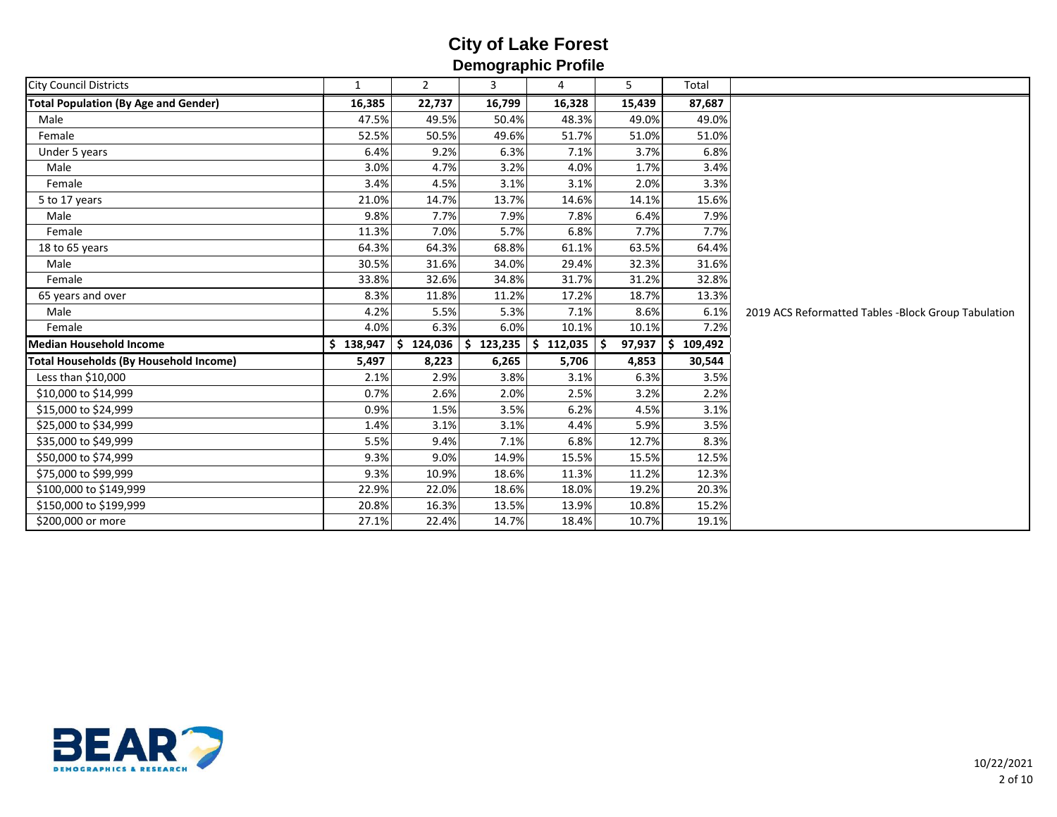# City of Lake Forest

## Demographic Profile

| City Council Districts | 1 | 2 | 3 | 4 | 5 | Total |
|---|---|---|---|---|---|---|
| **Total Population (By Age and Gender)** | **16,385** | **22,737** | **16,799** | **16,328** | **15,439** | **87,687** |
| Male | 47.5% | 49.5% | 50.4% | 48.3% | 49.0% | 49.0% |
| Female | 52.5% | 50.5% | 49.6% | 51.7% | 51.0% | 51.0% |
| Under 5 years | 6.4% | 9.2% | 6.3% | 7.1% | 3.7% | 6.8% |
| Male | 3.0% | 4.7% | 3.2% | 4.0% | 1.7% | 3.4% |
| Female | 3.4% | 4.5% | 3.1% | 3.1% | 2.0% | 3.3% |
| 5 to 17 years | 21.0% | 14.7% | 13.7% | 14.6% | 14.1% | 15.6% |
| Male | 9.8% | 7.7% | 7.9% | 7.8% | 6.4% | 7.9% |
| Female | 11.3% | 7.0% | 5.7% | 6.8% | 7.7% | 7.7% |
| 18 to 65 years | 64.3% | 64.3% | 68.8% | 61.1% | 63.5% | 64.4% |
| Male | 30.5% | 31.6% | 34.0% | 29.4% | 32.3% | 31.6% |
| Female | 33.8% | 32.6% | 34.8% | 31.7% | 31.2% | 32.8% |
| 65 years and over | 8.3% | 11.8% | 11.2% | 17.2% | 18.7% | 13.3% |
| Male | 4.2% | 5.5% | 5.3% | 7.1% | 8.6% | 6.1% |
| Female | 4.0% | 6.3% | 6.0% | 10.1% | 10.1% | 7.2% |
| **Median Household Income** | **$ 138,947** | **$ 124,036** | **$ 123,235** | **$ 112,035** | **$ 97,937** | **$ 109,492** |
| **Total Households (By Household Income)** | **5,497** | **8,223** | **6,265** | **5,706** | **4,853** | **30,544** |
| Less than $10,000 | 2.1% | 2.9% | 3.8% | 3.1% | 6.3% | 3.5% |
| $10,000 to $14,999 | 0.7% | 2.6% | 2.0% | 2.5% | 3.2% | 2.2% |
| $15,000 to $24,999 | 0.9% | 1.5% | 3.5% | 6.2% | 4.5% | 3.1% |
| $25,000 to $34,999 | 1.4% | 3.1% | 3.1% | 4.4% | 5.9% | 3.5% |
| $35,000 to $49,999 | 5.5% | 9.4% | 7.1% | 6.8% | 12.7% | 8.3% |
| $50,000 to $74,999 | 9.3% | 9.0% | 14.9% | 15.5% | 15.5% | 12.5% |
| $75,000 to $99,999 | 9.3% | 10.9% | 18.6% | 11.3% | 11.2% | 12.3% |
| $100,000 to $149,999 | 22.9% | 22.0% | 18.6% | 18.0% | 19.2% | 20.3% |
| $150,000 to $199,999 | 20.8% | 16.3% | 13.5% | 13.9% | 10.8% | 15.2% |
| $200,000 or more | 27.1% | 22.4% | 14.7% | 18.4% | 10.7% | 19.1% |

2019 ACS Reformatted Tables -Block Group Tabulation

BEAR DEMOGRAPHICS & RESEARCH

10/22/2021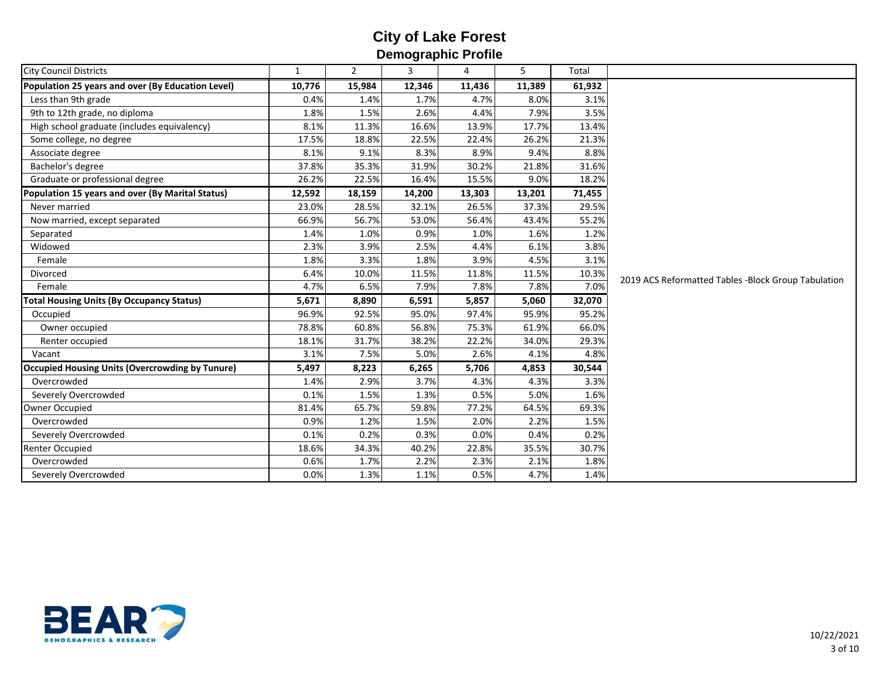# City of Lake Forest

## Demographic Profile

| City Council Districts | 1 | 2 | 3 | 4 | 5 | Total | |
|---|---|---|---|---|---|---|---|
| **Population 25 years and over (By Education Level)** | **10,776** | **15,984** | **12,346** | **11,436** | **11,389** | **61,932** | |
| Less than 9th grade | 0.4% | 1.4% | 1.7% | 4.7% | 8.0% | 3.1% | |
| 9th to 12th grade, no diploma | 1.8% | 1.5% | 2.6% | 4.4% | 7.9% | 3.5% | |
| High school graduate (includes equivalency) | 8.1% | 11.3% | 16.6% | 13.9% | 17.7% | 13.4% | |
| Some college, no degree | 17.5% | 18.8% | 22.5% | 22.4% | 26.2% | 21.3% | |
| Associate degree | 8.1% | 9.1% | 8.3% | 8.9% | 9.4% | 8.8% | |
| Bachelor's degree | 37.8% | 35.3% | 31.9% | 30.2% | 21.8% | 31.6% | |
| Graduate or professional degree | 26.2% | 22.5% | 16.4% | 15.5% | 9.0% | 18.2% | |
| **Population 15 years and over (By Marital Status)** | **12,592** | **18,159** | **14,200** | **13,303** | **13,201** | **71,455** | |
| Never married | 23.0% | 28.5% | 32.1% | 26.5% | 37.3% | 29.5% | |
| Now married, except separated | 66.9% | 56.7% | 53.0% | 56.4% | 43.4% | 55.2% | |
| Separated | 1.4% | 1.0% | 0.9% | 1.0% | 1.6% | 1.2% | |
| Widowed | 2.3% | 3.9% | 2.5% | 4.4% | 6.1% | 3.8% | |
| Female | 1.8% | 3.3% | 1.8% | 3.9% | 4.5% | 3.1% | |
| Divorced | 6.4% | 10.0% | 11.5% | 11.8% | 11.5% | 10.3% | 2019 ACS Reformatted Tables -Block Group Tabulation |
| Female | 4.7% | 6.5% | 7.9% | 7.8% | 7.8% | 7.0% | |
| **Total Housing Units (By Occupancy Status)** | **5,671** | **8,890** | **6,591** | **5,857** | **5,060** | **32,070** | |
| Occupied | 96.9% | 92.5% | 95.0% | 97.4% | 95.9% | 95.2% | |
| Owner occupied | 78.8% | 60.8% | 56.8% | 75.3% | 61.9% | 66.0% | |
| Renter occupied | 18.1% | 31.7% | 38.2% | 22.2% | 34.0% | 29.3% | |
| Vacant | 3.1% | 7.5% | 5.0% | 2.6% | 4.1% | 4.8% | |
| **Occupied Housing Units (Overcrowding by Tunure)** | **5,497** | **8,223** | **6,265** | **5,706** | **4,853** | **30,544** | |
| Overcrowded | 1.4% | 2.9% | 3.7% | 4.3% | 4.3% | 3.3% | |
| Severely Overcrowded | 0.1% | 1.5% | 1.3% | 0.5% | 5.0% | 1.6% | |
| Owner Occupied | 81.4% | 65.7% | 59.8% | 77.2% | 64.5% | 69.3% | |
| Overcrowded | 0.9% | 1.2% | 1.5% | 2.0% | 2.2% | 1.5% | |
| Severely Overcrowded | 0.1% | 0.2% | 0.3% | 0.0% | 0.4% | 0.2% | |
| Renter Occupied | 18.6% | 34.3% | 40.2% | 22.8% | 35.5% | 30.7% | |
| Overcrowded | 0.6% | 1.7% | 2.2% | 2.3% | 2.1% | 1.8% | |
| Severely Overcrowded | 0.0% | 1.3% | 1.1% | 0.5% | 4.7% | 1.4% | |

BEAR DEMOGRAPHICS & RESEARCH

10/22/2021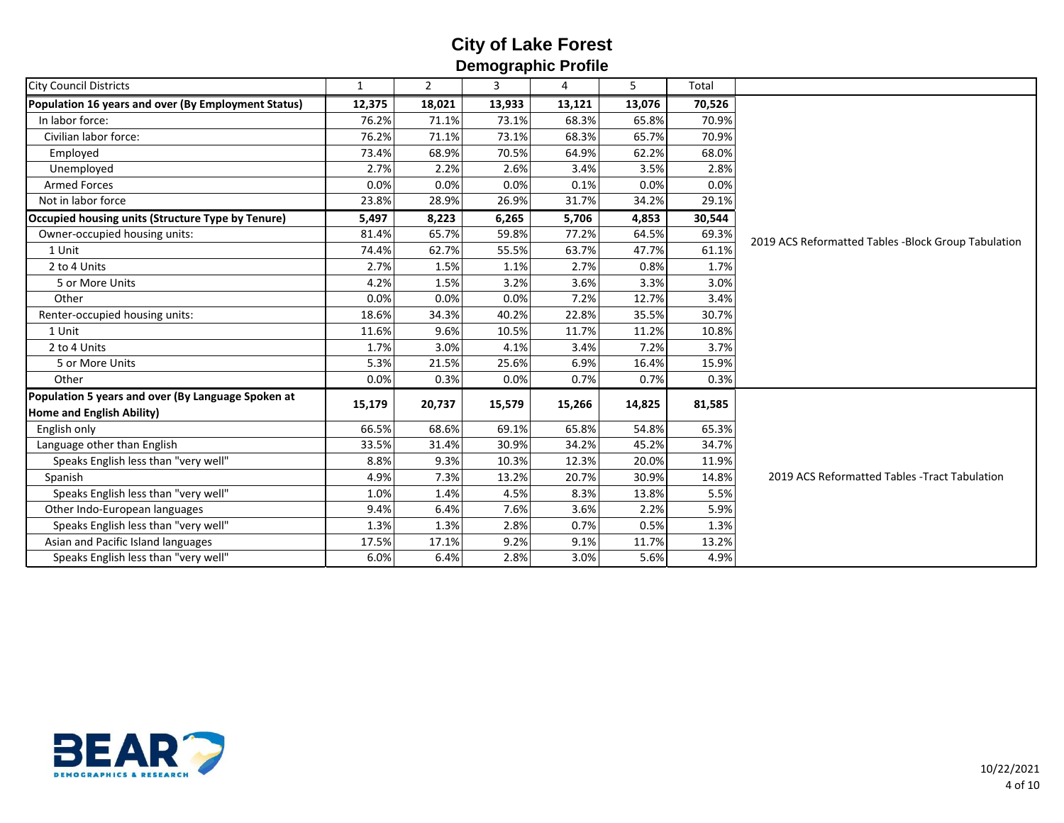# City of Lake Forest
## Demographic Profile

| City Council Districts | 1 | 2 | 3 | 4 | 5 | Total | |
|---|---|---|---|---|---|---|---|
| **Population 16 years and over (By Employment Status)** | **12,375** | **18,021** | **13,933** | **13,121** | **13,076** | **70,526** | 2019 ACS Reformatted Tables -Block Group Tabulation |
| In labor force: | 76.2% | 71.1% | 73.1% | 68.3% | 65.8% | 70.9% | |
| Civilian labor force: | 76.2% | 71.1% | 73.1% | 68.3% | 65.7% | 70.9% | |
| Employed | 73.4% | 68.9% | 70.5% | 64.9% | 62.2% | 68.0% | |
| Unemployed | 2.7% | 2.2% | 2.6% | 3.4% | 3.5% | 2.8% | |
| Armed Forces | 0.0% | 0.0% | 0.0% | 0.1% | 0.0% | 0.0% | |
| Not in labor force | 23.8% | 28.9% | 26.9% | 31.7% | 34.2% | 29.1% | |
| **Occupied housing units (Structure Type by Tenure)** | **5,497** | **8,223** | **6,265** | **5,706** | **4,853** | **30,544** | |
| Owner-occupied housing units: | 81.4% | 65.7% | 59.8% | 77.2% | 64.5% | 69.3% | |
| 1 Unit | 74.4% | 62.7% | 55.5% | 63.7% | 47.7% | 61.1% | |
| 2 to 4 Units | 2.7% | 1.5% | 1.1% | 2.7% | 0.8% | 1.7% | |
| 5 or More Units | 4.2% | 1.5% | 3.2% | 3.6% | 3.3% | 3.0% | |
| Other | 0.0% | 0.0% | 0.0% | 7.2% | 12.7% | 3.4% | |
| Renter-occupied housing units: | 18.6% | 34.3% | 40.2% | 22.8% | 35.5% | 30.7% | |
| 1 Unit | 11.6% | 9.6% | 10.5% | 11.7% | 11.2% | 10.8% | |
| 2 to 4 Units | 1.7% | 3.0% | 4.1% | 3.4% | 7.2% | 3.7% | |
| 5 or More Units | 5.3% | 21.5% | 25.6% | 6.9% | 16.4% | 15.9% | |
| Other | 0.0% | 0.3% | 0.0% | 0.7% | 0.7% | 0.3% | |
| **Population 5 years and over (By Language Spoken at Home and English Ability)** | **15,179** | **20,737** | **15,579** | **15,266** | **14,825** | **81,585** | 2019 ACS Reformatted Tables -Tract Tabulation |
| English only | 66.5% | 68.6% | 69.1% | 65.8% | 54.8% | 65.3% | |
| Language other than English | 33.5% | 31.4% | 30.9% | 34.2% | 45.2% | 34.7% | |
| Speaks English less than "very well" | 8.8% | 9.3% | 10.3% | 12.3% | 20.0% | 11.9% | |
| Spanish | 4.9% | 7.3% | 13.2% | 20.7% | 30.9% | 14.8% | |
| Speaks English less than "very well" | 1.0% | 1.4% | 4.5% | 8.3% | 13.8% | 5.5% | |
| Other Indo-European languages | 9.4% | 6.4% | 7.6% | 3.6% | 2.2% | 5.9% | |
| Speaks English less than "very well" | 1.3% | 1.3% | 2.8% | 0.7% | 0.5% | 1.3% | |
| Asian and Pacific Island languages | 17.5% | 17.1% | 9.2% | 9.1% | 11.7% | 13.2% | |
| Speaks English less than "very well" | 6.0% | 6.4% | 2.8% | 3.0% | 5.6% | 4.9% | |

BEAR DEMOGRAPHICS & RESEARCH

10/22/2021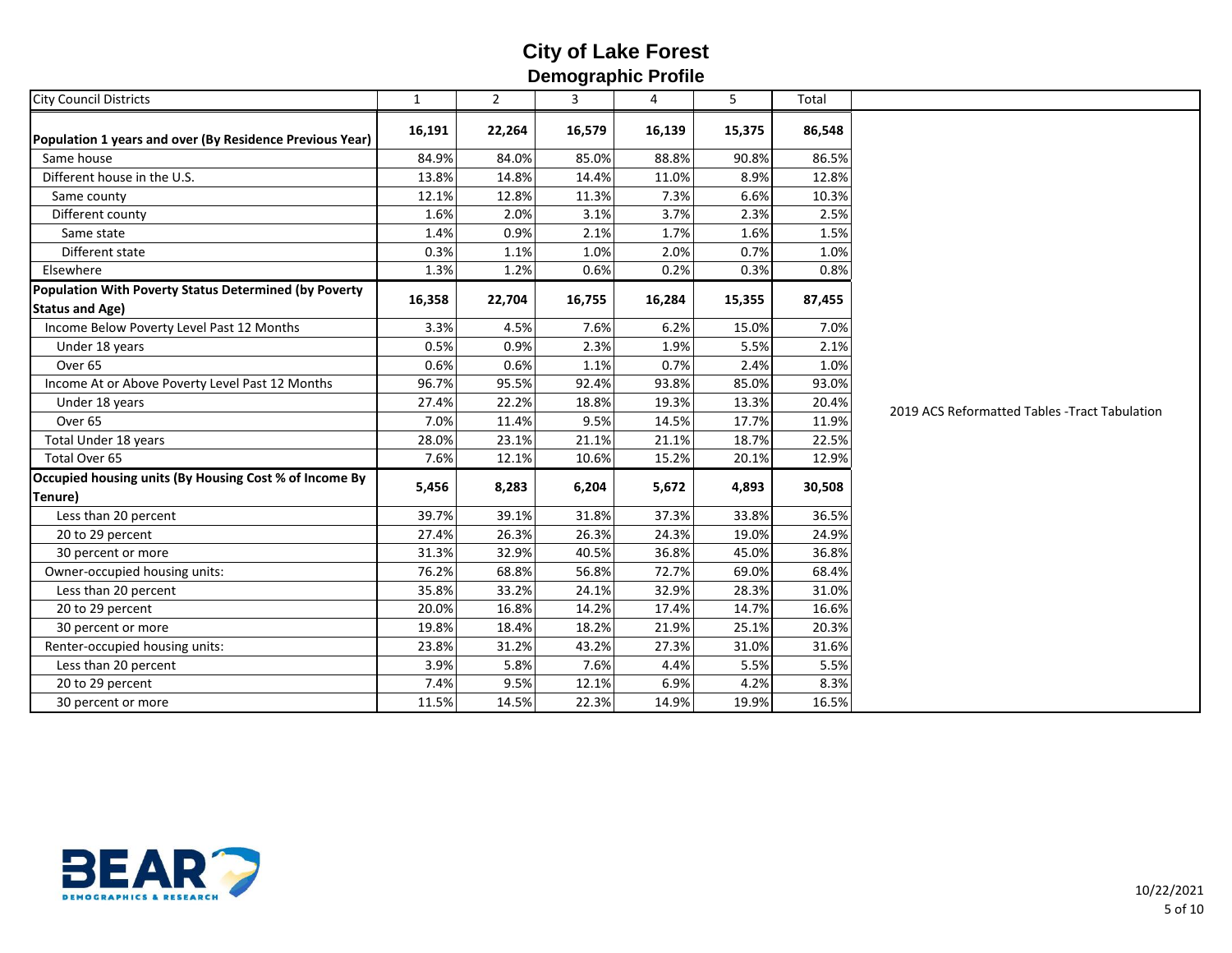# City of Lake Forest

## Demographic Profile

| City Council Districts | 1 | 2 | 3 | 4 | 5 | Total |
|---|---|---|---|---|---|---|
| **Population 1 years and over (By Residence Previous Year)** | **16,191** | **22,264** | **16,579** | **16,139** | **15,375** | **86,548** |
| Same house | 84.9% | 84.0% | 85.0% | 88.8% | 90.8% | 86.5% |
| Different house in the U.S. | 13.8% | 14.8% | 14.4% | 11.0% | 8.9% | 12.8% |
| Same county | 12.1% | 12.8% | 11.3% | 7.3% | 6.6% | 10.3% |
| Different county | 1.6% | 2.0% | 3.1% | 3.7% | 2.3% | 2.5% |
| Same state | 1.4% | 0.9% | 2.1% | 1.7% | 1.6% | 1.5% |
| Different state | 0.3% | 1.1% | 1.0% | 2.0% | 0.7% | 1.0% |
| Elsewhere | 1.3% | 1.2% | 0.6% | 0.2% | 0.3% | 0.8% |
| **Population With Poverty Status Determined (by Poverty Status and Age)** | **16,358** | **22,704** | **16,755** | **16,284** | **15,355** | **87,455** |
| Income Below Poverty Level Past 12 Months | 3.3% | 4.5% | 7.6% | 6.2% | 15.0% | 7.0% |
| Under 18 years | 0.5% | 0.9% | 2.3% | 1.9% | 5.5% | 2.1% |
| Over 65 | 0.6% | 0.6% | 1.1% | 0.7% | 2.4% | 1.0% |
| Income At or Above Poverty Level Past 12 Months | 96.7% | 95.5% | 92.4% | 93.8% | 85.0% | 93.0% |
| Under 18 years | 27.4% | 22.2% | 18.8% | 19.3% | 13.3% | 20.4% |
| Over 65 | 7.0% | 11.4% | 9.5% | 14.5% | 17.7% | 11.9% |
| Total Under 18 years | 28.0% | 23.1% | 21.1% | 21.1% | 18.7% | 22.5% |
| Total Over 65 | 7.6% | 12.1% | 10.6% | 15.2% | 20.1% | 12.9% |
| **Occupied housing units (By Housing Cost % of Income By Tenure)** | **5,456** | **8,283** | **6,204** | **5,672** | **4,893** | **30,508** |
| Less than 20 percent | 39.7% | 39.1% | 31.8% | 37.3% | 33.8% | 36.5% |
| 20 to 29 percent | 27.4% | 26.3% | 26.3% | 24.3% | 19.0% | 24.9% |
| 30 percent or more | 31.3% | 32.9% | 40.5% | 36.8% | 45.0% | 36.8% |
| Owner-occupied housing units: | 76.2% | 68.8% | 56.8% | 72.7% | 69.0% | 68.4% |
| Less than 20 percent | 35.8% | 33.2% | 24.1% | 32.9% | 28.3% | 31.0% |
| 20 to 29 percent | 20.0% | 16.8% | 14.2% | 17.4% | 14.7% | 16.6% |
| 30 percent or more | 19.8% | 18.4% | 18.2% | 21.9% | 25.1% | 20.3% |
| Renter-occupied housing units: | 23.8% | 31.2% | 43.2% | 27.3% | 31.0% | 31.6% |
| Less than 20 percent | 3.9% | 5.8% | 7.6% | 4.4% | 5.5% | 5.5% |
| 20 to 29 percent | 7.4% | 9.5% | 12.1% | 6.9% | 4.2% | 8.3% |
| 30 percent or more | 11.5% | 14.5% | 22.3% | 14.9% | 19.9% | 16.5% |

2019 ACS Reformatted Tables -Tract Tabulation

BEAR DEMOGRAPHICS & RESEARCH

10/22/2021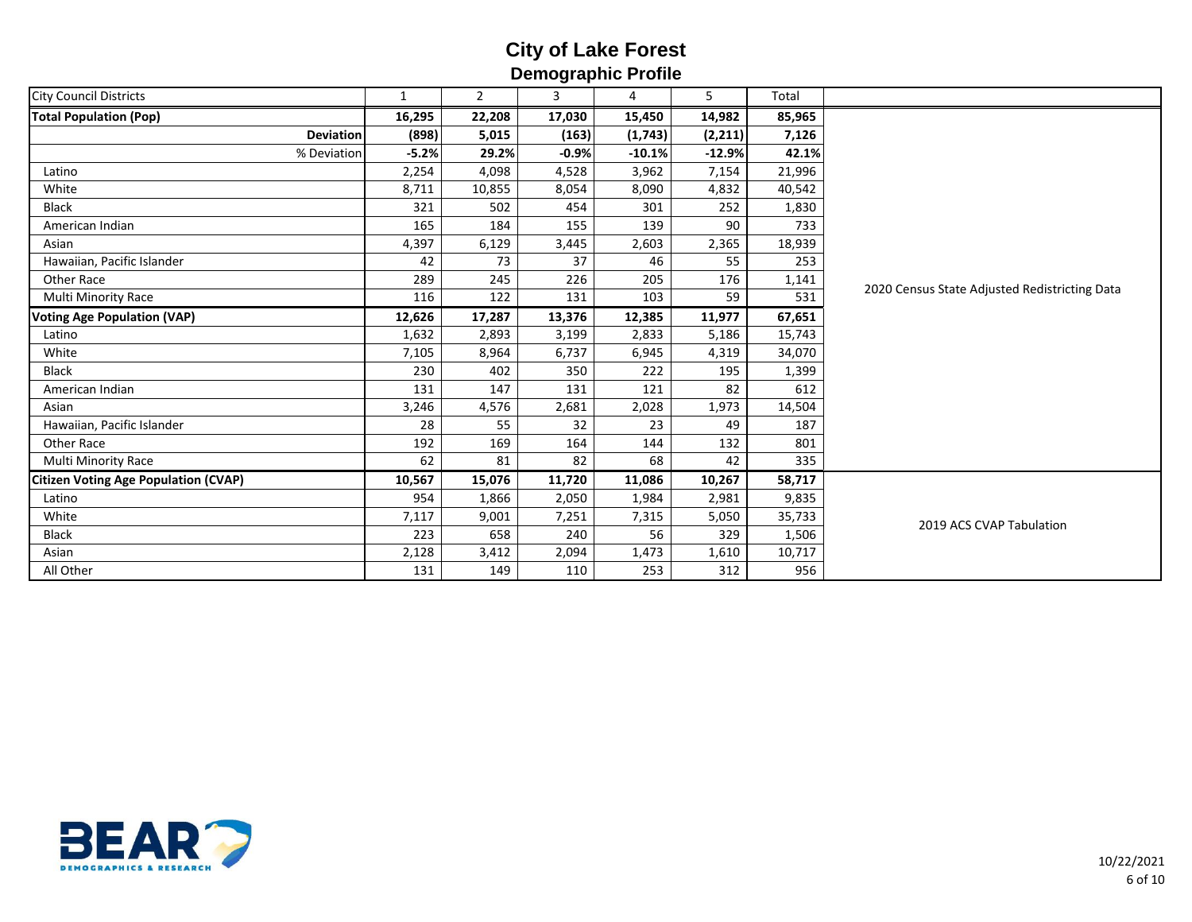# City of Lake Forest
## Demographic Profile

| City Council Districts | 1 | 2 | 3 | 4 | 5 | Total | |
|---|---|---|---|---|---|---|---|
| **Total Population (Pop)** | **16,295** | **22,208** | **17,030** | **15,450** | **14,982** | **85,965** | 2020 Census State Adjusted Redistricting Data |
| **Deviation** | **(898)** | **5,015** | **(163)** | **(1,743)** | **(2,211)** | **7,126** | |
| % Deviation | **-5.2%** | **29.2%** | **-0.9%** | **-10.1%** | **-12.9%** | **42.1%** | |
| Latino | 2,254 | 4,098 | 4,528 | 3,962 | 7,154 | 21,996 | |
| White | 8,711 | 10,855 | 8,054 | 8,090 | 4,832 | 40,542 | |
| Black | 321 | 502 | 454 | 301 | 252 | 1,830 | |
| American Indian | 165 | 184 | 155 | 139 | 90 | 733 | |
| Asian | 4,397 | 6,129 | 3,445 | 2,603 | 2,365 | 18,939 | |
| Hawaiian, Pacific Islander | 42 | 73 | 37 | 46 | 55 | 253 | |
| Other Race | 289 | 245 | 226 | 205 | 176 | 1,141 | |
| Multi Minority Race | 116 | 122 | 131 | 103 | 59 | 531 | |
| **Voting Age Population (VAP)** | **12,626** | **17,287** | **13,376** | **12,385** | **11,977** | **67,651** | |
| Latino | 1,632 | 2,893 | 3,199 | 2,833 | 5,186 | 15,743 | |
| White | 7,105 | 8,964 | 6,737 | 6,945 | 4,319 | 34,070 | |
| Black | 230 | 402 | 350 | 222 | 195 | 1,399 | |
| American Indian | 131 | 147 | 131 | 121 | 82 | 612 | |
| Asian | 3,246 | 4,576 | 2,681 | 2,028 | 1,973 | 14,504 | |
| Hawaiian, Pacific Islander | 28 | 55 | 32 | 23 | 49 | 187 | |
| Other Race | 192 | 169 | 164 | 144 | 132 | 801 | |
| Multi Minority Race | 62 | 81 | 82 | 68 | 42 | 335 | |
| **Citizen Voting Age Population (CVAP)** | **10,567** | **15,076** | **11,720** | **11,086** | **10,267** | **58,717** | 2019 ACS CVAP Tabulation |
| Latino | 954 | 1,866 | 2,050 | 1,984 | 2,981 | 9,835 | |
| White | 7,117 | 9,001 | 7,251 | 7,315 | 5,050 | 35,733 | |
| Black | 223 | 658 | 240 | 56 | 329 | 1,506 | |
| Asian | 2,128 | 3,412 | 2,094 | 1,473 | 1,610 | 10,717 | |
| All Other | 131 | 149 | 110 | 253 | 312 | 956 | |

BEAR DEMOGRAPHICS & RESEARCH

10/22/2021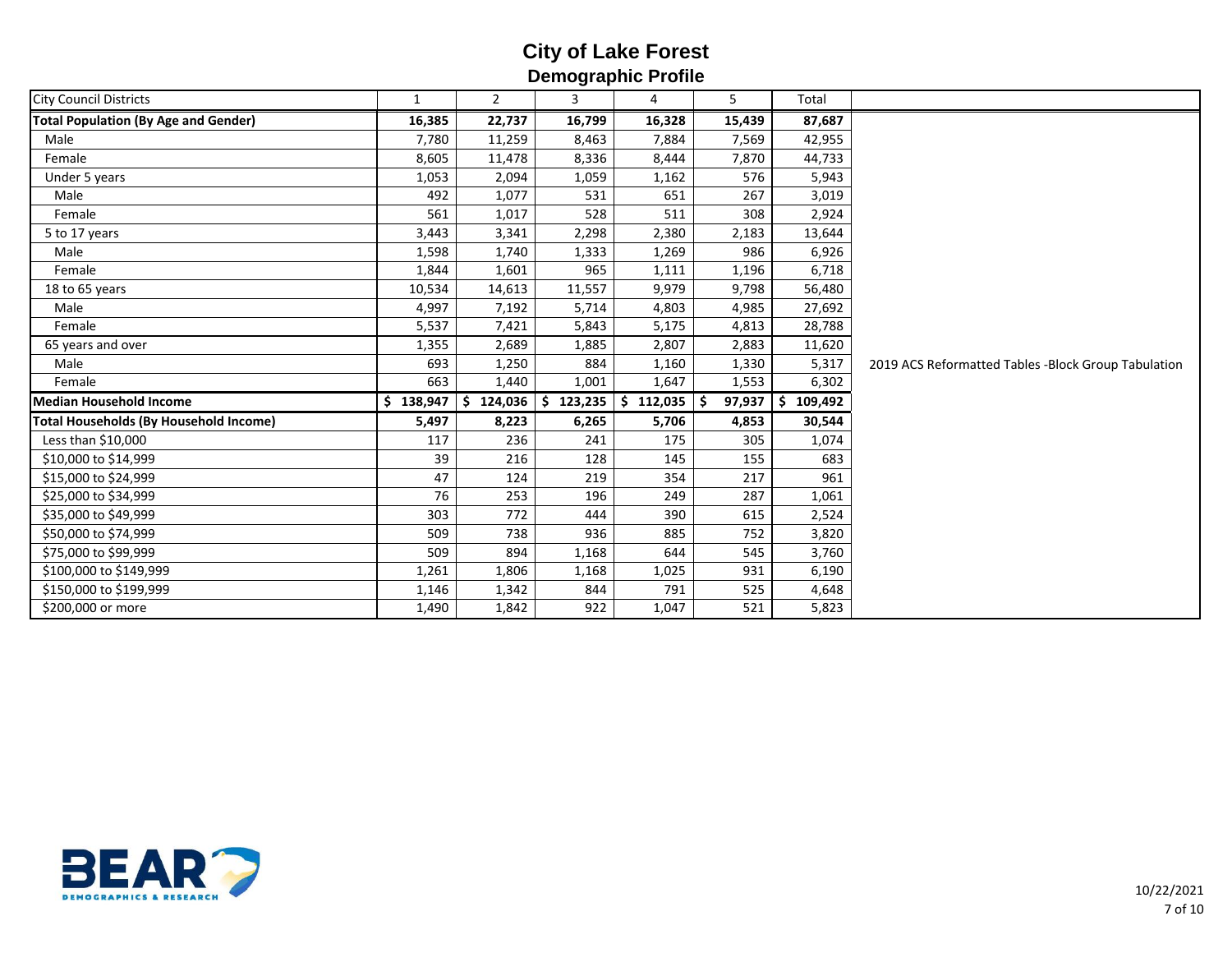# City of Lake Forest

## Demographic Profile

| City Council Districts | 1 | 2 | 3 | 4 | 5 | Total | |
|---|---|---|---|---|---|---|---|
| **Total Population (By Age and Gender)** | **16,385** | **22,737** | **16,799** | **16,328** | **15,439** | **87,687** | |
| Male | 7,780 | 11,259 | 8,463 | 7,884 | 7,569 | 42,955 | |
| Female | 8,605 | 11,478 | 8,336 | 8,444 | 7,870 | 44,733 | |
| Under 5 years | 1,053 | 2,094 | 1,059 | 1,162 | 576 | 5,943 | |
| Male | 492 | 1,077 | 531 | 651 | 267 | 3,019 | |
| Female | 561 | 1,017 | 528 | 511 | 308 | 2,924 | |
| 5 to 17 years | 3,443 | 3,341 | 2,298 | 2,380 | 2,183 | 13,644 | |
| Male | 1,598 | 1,740 | 1,333 | 1,269 | 986 | 6,926 | |
| Female | 1,844 | 1,601 | 965 | 1,111 | 1,196 | 6,718 | |
| 18 to 65 years | 10,534 | 14,613 | 11,557 | 9,979 | 9,798 | 56,480 | |
| Male | 4,997 | 7,192 | 5,714 | 4,803 | 4,985 | 27,692 | |
| Female | 5,537 | 7,421 | 5,843 | 5,175 | 4,813 | 28,788 | |
| 65 years and over | 1,355 | 2,689 | 1,885 | 2,807 | 2,883 | 11,620 | |
| Male | 693 | 1,250 | 884 | 1,160 | 1,330 | 5,317 | 2019 ACS Reformatted Tables -Block Group Tabulation |
| Female | 663 | 1,440 | 1,001 | 1,647 | 1,553 | 6,302 | |
| **Median Household Income** | **$ 138,947** | **$ 124,036** | **$ 123,235** | **$ 112,035** | **$ 97,937** | **$ 109,492** | |
| **Total Households (By Household Income)** | **5,497** | **8,223** | **6,265** | **5,706** | **4,853** | **30,544** | |
| Less than $10,000 | 117 | 236 | 241 | 175 | 305 | 1,074 | |
| $10,000 to $14,999 | 39 | 216 | 128 | 145 | 155 | 683 | |
| $15,000 to $24,999 | 47 | 124 | 219 | 354 | 217 | 961 | |
| $25,000 to $34,999 | 76 | 253 | 196 | 249 | 287 | 1,061 | |
| $35,000 to $49,999 | 303 | 772 | 444 | 390 | 615 | 2,524 | |
| $50,000 to $74,999 | 509 | 738 | 936 | 885 | 752 | 3,820 | |
| $75,000 to $99,999 | 509 | 894 | 1,168 | 644 | 545 | 3,760 | |
| $100,000 to $149,999 | 1,261 | 1,806 | 1,168 | 1,025 | 931 | 6,190 | |
| $150,000 to $199,999 | 1,146 | 1,342 | 844 | 791 | 525 | 4,648 | |
| $200,000 or more | 1,490 | 1,842 | 922 | 1,047 | 521 | 5,823 | |

BEAR DEMOGRAPHICS & RESEARCH

10/22/2021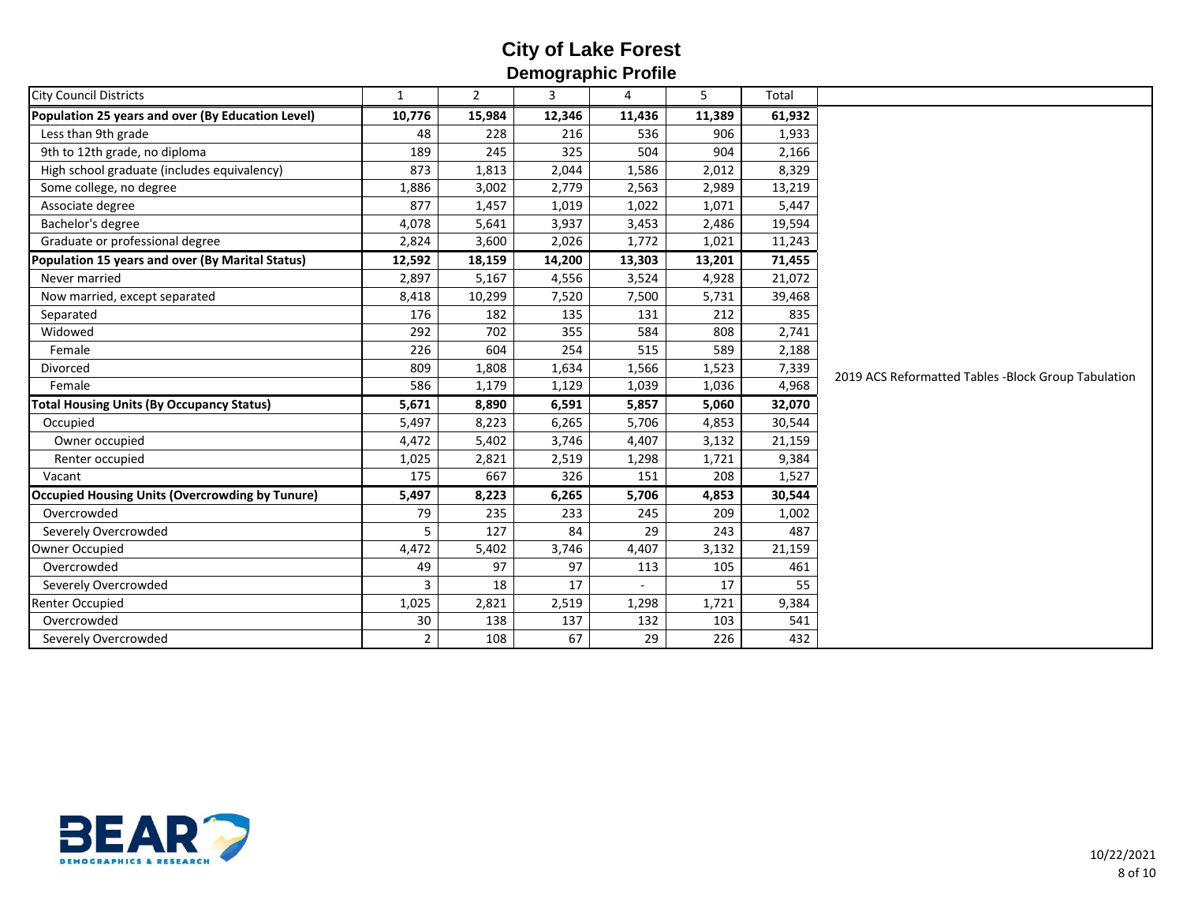# City of Lake Forest

## Demographic Profile

| City Council Districts | 1 | 2 | 3 | 4 | 5 | Total |
|---|---|---|---|---|---|---|
| **Population 25 years and over (By Education Level)** | **10,776** | **15,984** | **12,346** | **11,436** | **11,389** | **61,932** |
| Less than 9th grade | 48 | 228 | 216 | 536 | 906 | 1,933 |
| 9th to 12th grade, no diploma | 189 | 245 | 325 | 504 | 904 | 2,166 |
| High school graduate (includes equivalency) | 873 | 1,813 | 2,044 | 1,586 | 2,012 | 8,329 |
| Some college, no degree | 1,886 | 3,002 | 2,779 | 2,563 | 2,989 | 13,219 |
| Associate degree | 877 | 1,457 | 1,019 | 1,022 | 1,071 | 5,447 |
| Bachelor's degree | 4,078 | 5,641 | 3,937 | 3,453 | 2,486 | 19,594 |
| Graduate or professional degree | 2,824 | 3,600 | 2,026 | 1,772 | 1,021 | 11,243 |
| **Population 15 years and over (By Marital Status)** | **12,592** | **18,159** | **14,200** | **13,303** | **13,201** | **71,455** |
| Never married | 2,897 | 5,167 | 4,556 | 3,524 | 4,928 | 21,072 |
| Now married, except separated | 8,418 | 10,299 | 7,520 | 7,500 | 5,731 | 39,468 |
| Separated | 176 | 182 | 135 | 131 | 212 | 835 |
| Widowed | 292 | 702 | 355 | 584 | 808 | 2,741 |
| Female | 226 | 604 | 254 | 515 | 589 | 2,188 |
| Divorced | 809 | 1,808 | 1,634 | 1,566 | 1,523 | 7,339 |
| Female | 586 | 1,179 | 1,129 | 1,039 | 1,036 | 4,968 |
| **Total Housing Units (By Occupancy Status)** | **5,671** | **8,890** | **6,591** | **5,857** | **5,060** | **32,070** |
| Occupied | 5,497 | 8,223 | 6,265 | 5,706 | 4,853 | 30,544 |
| Owner occupied | 4,472 | 5,402 | 3,746 | 4,407 | 3,132 | 21,159 |
| Renter occupied | 1,025 | 2,821 | 2,519 | 1,298 | 1,721 | 9,384 |
| Vacant | 175 | 667 | 326 | 151 | 208 | 1,527 |
| **Occupied Housing Units (Overcrowding by Tunure)** | **5,497** | **8,223** | **6,265** | **5,706** | **4,853** | **30,544** |
| Overcrowded | 79 | 235 | 233 | 245 | 209 | 1,002 |
| Severely Overcrowded | 5 | 127 | 84 | 29 | 243 | 487 |
| Owner Occupied | 4,472 | 5,402 | 3,746 | 4,407 | 3,132 | 21,159 |
| Overcrowded | 49 | 97 | 97 | 113 | 105 | 461 |
| Severely Overcrowded | 3 | 18 | 17 | - | 17 | 55 |
| Renter Occupied | 1,025 | 2,821 | 2,519 | 1,298 | 1,721 | 9,384 |
| Overcrowded | 30 | 138 | 137 | 132 | 103 | 541 |
| Severely Overcrowded | 2 | 108 | 67 | 29 | 226 | 432 |

2019 ACS Reformatted Tables -Block Group Tabulation

BEAR DEMOGRAPHICS & RESEARCH

10/22/2021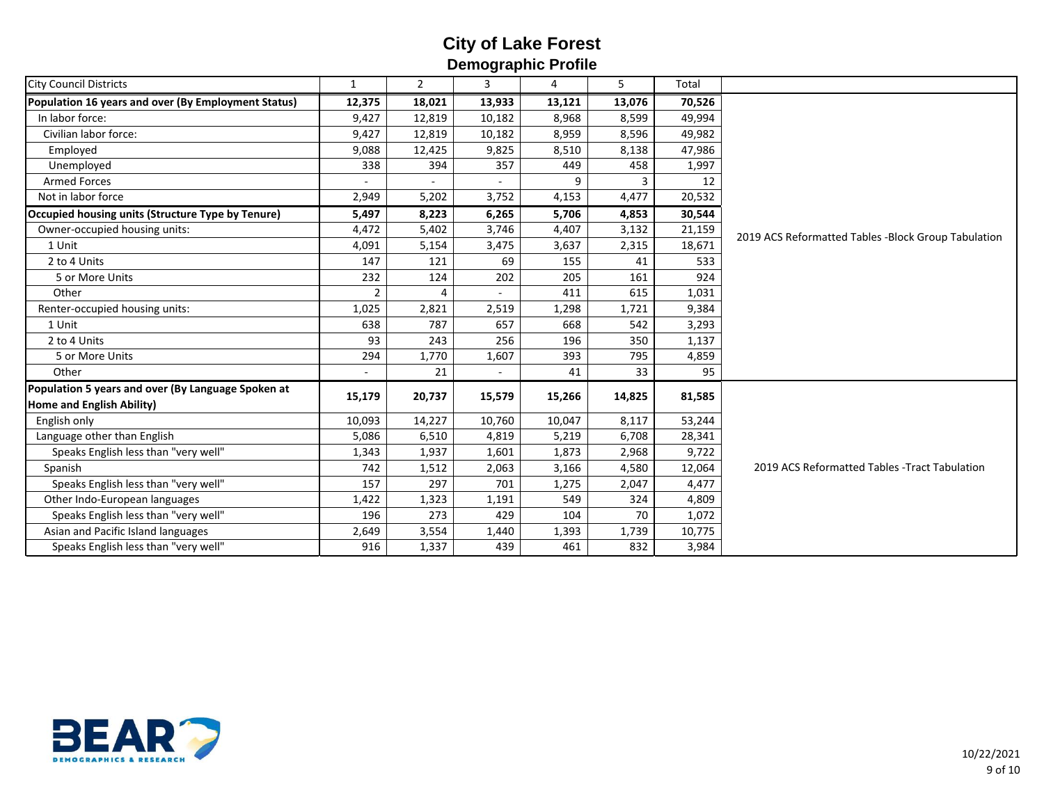# City of Lake Forest

## Demographic Profile

| City Council Districts | 1 | 2 | 3 | 4 | 5 | Total | |
|---|---|---|---|---|---|---|---|
| **Population 16 years and over (By Employment Status)** | **12,375** | **18,021** | **13,933** | **13,121** | **13,076** | **70,526** | 2019 ACS Reformatted Tables -Block Group Tabulation |
| In labor force: | 9,427 | 12,819 | 10,182 | 8,968 | 8,599 | 49,994 | |
| Civilian labor force: | 9,427 | 12,819 | 10,182 | 8,959 | 8,596 | 49,982 | |
| Employed | 9,088 | 12,425 | 9,825 | 8,510 | 8,138 | 47,986 | |
| Unemployed | 338 | 394 | 357 | 449 | 458 | 1,997 | |
| Armed Forces | - | - | - | 9 | 3 | 12 | |
| Not in labor force | 2,949 | 5,202 | 3,752 | 4,153 | 4,477 | 20,532 | |
| **Occupied housing units (Structure Type by Tenure)** | **5,497** | **8,223** | **6,265** | **5,706** | **4,853** | **30,544** | |
| Owner-occupied housing units: | 4,472 | 5,402 | 3,746 | 4,407 | 3,132 | 21,159 | |
| 1 Unit | 4,091 | 5,154 | 3,475 | 3,637 | 2,315 | 18,671 | |
| 2 to 4 Units | 147 | 121 | 69 | 155 | 41 | 533 | |
| 5 or More Units | 232 | 124 | 202 | 205 | 161 | 924 | |
| Other | 2 | 4 | - | 411 | 615 | 1,031 | |
| Renter-occupied housing units: | 1,025 | 2,821 | 2,519 | 1,298 | 1,721 | 9,384 | |
| 1 Unit | 638 | 787 | 657 | 668 | 542 | 3,293 | |
| 2 to 4 Units | 93 | 243 | 256 | 196 | 350 | 1,137 | |
| 5 or More Units | 294 | 1,770 | 1,607 | 393 | 795 | 4,859 | |
| Other | - | 21 | - | 41 | 33 | 95 | |
| **Population 5 years and over (By Language Spoken at Home and English Ability)** | **15,179** | **20,737** | **15,579** | **15,266** | **14,825** | **81,585** | 2019 ACS Reformatted Tables -Tract Tabulation |
| English only | 10,093 | 14,227 | 10,760 | 10,047 | 8,117 | 53,244 | |
| Language other than English | 5,086 | 6,510 | 4,819 | 5,219 | 6,708 | 28,341 | |
| Speaks English less than "very well" | 1,343 | 1,937 | 1,601 | 1,873 | 2,968 | 9,722 | |
| Spanish | 742 | 1,512 | 2,063 | 3,166 | 4,580 | 12,064 | |
| Speaks English less than "very well" | 157 | 297 | 701 | 1,275 | 2,047 | 4,477 | |
| Other Indo-European languages | 1,422 | 1,323 | 1,191 | 549 | 324 | 4,809 | |
| Speaks English less than "very well" | 196 | 273 | 429 | 104 | 70 | 1,072 | |
| Asian and Pacific Island languages | 2,649 | 3,554 | 1,440 | 1,393 | 1,739 | 10,775 | |
| Speaks English less than "very well" | 916 | 1,337 | 439 | 461 | 832 | 3,984 | |

BEAR DEMOGRAPHICS & RESEARCH

10/22/2021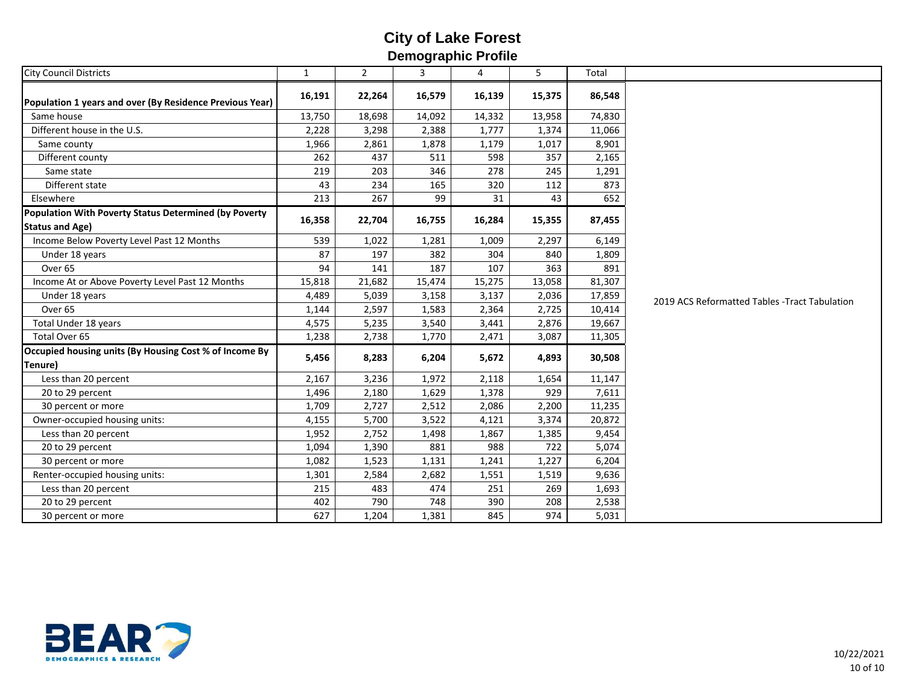# City of Lake Forest

## Demographic Profile

| City Council Districts | 1 | 2 | 3 | 4 | 5 | Total | |
|---|---|---|---|---|---|---|---|
| **Population 1 years and over (By Residence Previous Year)** | **16,191** | **22,264** | **16,579** | **16,139** | **15,375** | **86,548** | |
| Same house | 13,750 | 18,698 | 14,092 | 14,332 | 13,958 | 74,830 | |
| Different house in the U.S. | 2,228 | 3,298 | 2,388 | 1,777 | 1,374 | 11,066 | |
| Same county | 1,966 | 2,861 | 1,878 | 1,179 | 1,017 | 8,901 | |
| Different county | 262 | 437 | 511 | 598 | 357 | 2,165 | |
| Same state | 219 | 203 | 346 | 278 | 245 | 1,291 | |
| Different state | 43 | 234 | 165 | 320 | 112 | 873 | |
| Elsewhere | 213 | 267 | 99 | 31 | 43 | 652 | |
| **Population With Poverty Status Determined (by Poverty Status and Age)** | **16,358** | **22,704** | **16,755** | **16,284** | **15,355** | **87,455** | |
| Income Below Poverty Level Past 12 Months | 539 | 1,022 | 1,281 | 1,009 | 2,297 | 6,149 | |
| Under 18 years | 87 | 197 | 382 | 304 | 840 | 1,809 | |
| Over 65 | 94 | 141 | 187 | 107 | 363 | 891 | |
| Income At or Above Poverty Level Past 12 Months | 15,818 | 21,682 | 15,474 | 15,275 | 13,058 | 81,307 | |
| Under 18 years | 4,489 | 5,039 | 3,158 | 3,137 | 2,036 | 17,859 | 2019 ACS Reformatted Tables -Tract Tabulation |
| Over 65 | 1,144 | 2,597 | 1,583 | 2,364 | 2,725 | 10,414 | |
| Total Under 18 years | 4,575 | 5,235 | 3,540 | 3,441 | 2,876 | 19,667 | |
| Total Over 65 | 1,238 | 2,738 | 1,770 | 2,471 | 3,087 | 11,305 | |
| **Occupied housing units (By Housing Cost % of Income By Tenure)** | **5,456** | **8,283** | **6,204** | **5,672** | **4,893** | **30,508** | |
| Less than 20 percent | 2,167 | 3,236 | 1,972 | 2,118 | 1,654 | 11,147 | |
| 20 to 29 percent | 1,496 | 2,180 | 1,629 | 1,378 | 929 | 7,611 | |
| 30 percent or more | 1,709 | 2,727 | 2,512 | 2,086 | 2,200 | 11,235 | |
| Owner-occupied housing units: | 4,155 | 5,700 | 3,522 | 4,121 | 3,374 | 20,872 | |
| Less than 20 percent | 1,952 | 2,752 | 1,498 | 1,867 | 1,385 | 9,454 | |
| 20 to 29 percent | 1,094 | 1,390 | 881 | 988 | 722 | 5,074 | |
| 30 percent or more | 1,082 | 1,523 | 1,131 | 1,241 | 1,227 | 6,204 | |
| Renter-occupied housing units: | 1,301 | 2,584 | 2,682 | 1,551 | 1,519 | 9,636 | |
| Less than 20 percent | 215 | 483 | 474 | 251 | 269 | 1,693 | |
| 20 to 29 percent | 402 | 790 | 748 | 390 | 208 | 2,538 | |
| 30 percent or more | 627 | 1,204 | 1,381 | 845 | 974 | 5,031 | |

BEAR DEMOGRAPHICS & RESEARCH

10/22/2021